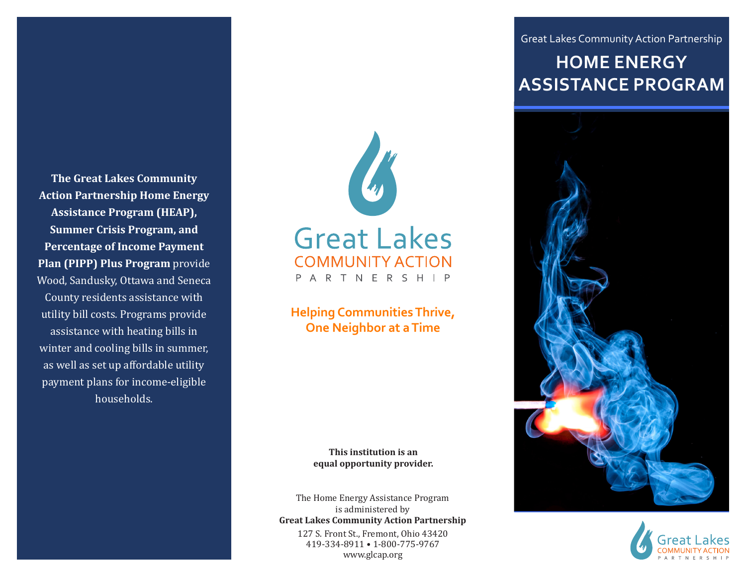The **Great Lakes Community Action Partnership Home Energy Assistance Program (HEAP), Summer Crisis Program, and Percentage of Income Payment Plan (PIPP) Plus Program** provide Wood, Sandusky, Ottawa and Seneca County residents assistance with utility bill costs. Programs provide assistance with heating bills in winter and cooling bills in summer, as well as set up affordable utility payment plans for income-eligible households.

Great Lakes
COMMUNITY ACTION
PARTNERSHIP

**Helping Communities Thrive, One Neighbor at a Time**

**This institution is an equal opportunity provider.**

The Home Energy Assistance Program is administered by
**Great Lakes Community Action Partnership**
127 S. Front St., Fremont, Ohio 43420
419-334-8911 • 1-800-775-9767
www.glcap.org

Great Lakes Community Action Partnership

# HOME ENERGY ASSISTANCE PROGRAM

Great Lakes
COMMUNITY ACTION
PARTNERSHIP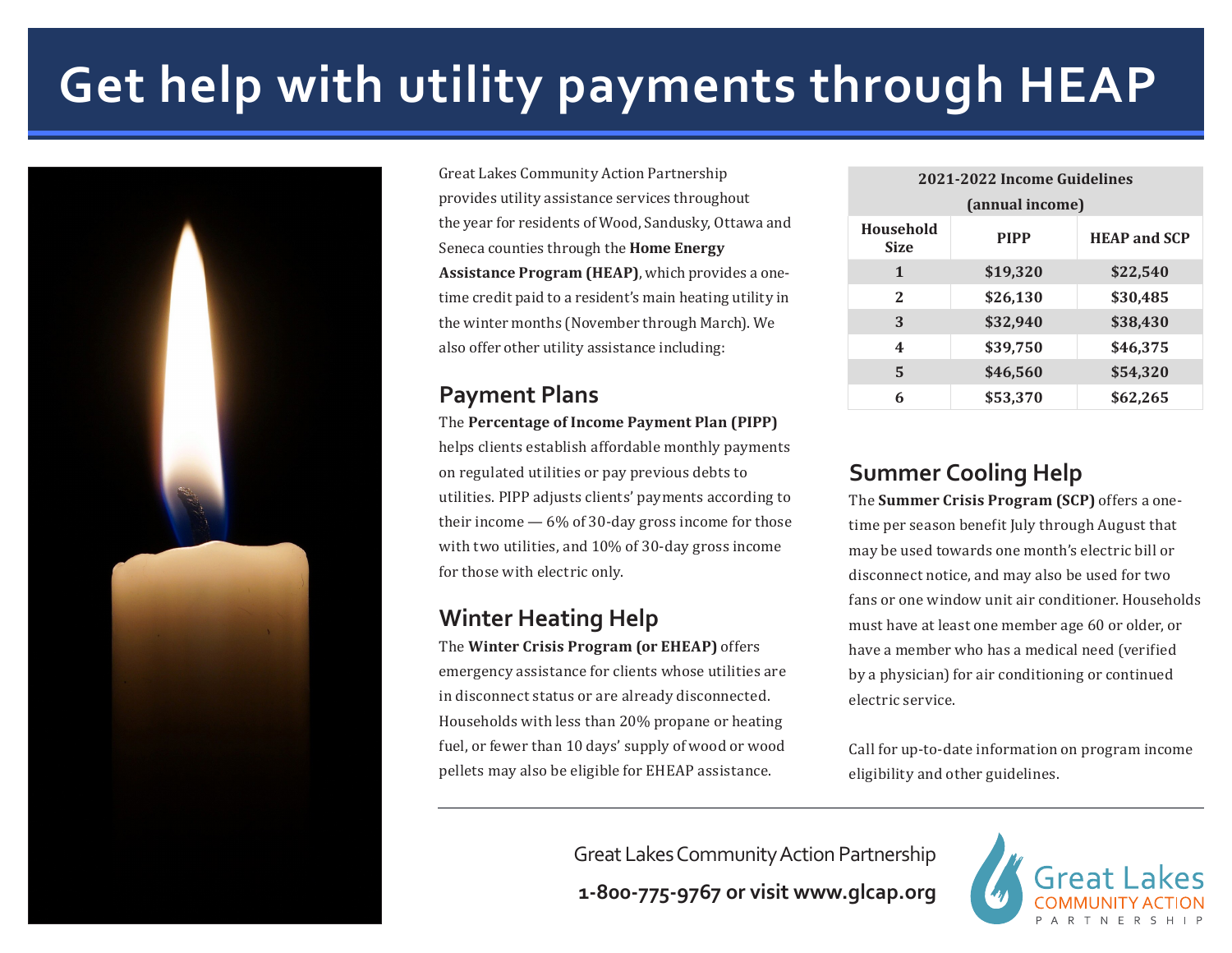# Get help with utility payments through HEAP

Great Lakes Community Action Partnership provides utility assistance services throughout the year for residents of Wood, Sandusky, Ottawa and Seneca counties through the **Home Energy Assistance Program (HEAP)**, which provides a one-time credit paid to a resident's main heating utility in the winter months (November through March). We also offer other utility assistance including:

## Payment Plans

The **Percentage of Income Payment Plan (PIPP)** helps clients establish affordable monthly payments on regulated utilities or pay previous debts to utilities. PIPP adjusts clients' payments according to their income — 6% of 30-day gross income for those with two utilities, and 10% of 30-day gross income for those with electric only.

## Winter Heating Help

The **Winter Crisis Program (or EHEAP)** offers emergency assistance for clients whose utilities are in disconnect status or are already disconnected. Households with less than 20% propane or heating fuel, or fewer than 10 days' supply of wood or wood pellets may also be eligible for EHEAP assistance.

| 2021-2022 Income Guidelines (annual income) | | |
|---|---|---|
| **Household Size** | **PIPP** | **HEAP and SCP** |
| 1 | $19,320 | $22,540 |
| 2 | $26,130 | $30,485 |
| 3 | $32,940 | $38,430 |
| 4 | $39,750 | $46,375 |
| 5 | $46,560 | $54,320 |
| 6 | $53,370 | $62,265 |

## Summer Cooling Help

The **Summer Crisis Program (SCP)** offers a one-time per season benefit July through August that may be used towards one month's electric bill or disconnect notice, and may also be used for two fans or one window unit air conditioner. Households must have at least one member age 60 or older, or have a member who has a medical need (verified by a physician) for air conditioning or continued electric service.

Call for up-to-date information on program income eligibility and other guidelines.

Great Lakes Community Action Partnership

**1-800-775-9767 or visit www.glcap.org**

Great Lakes COMMUNITY ACTION PARTNERSHIP